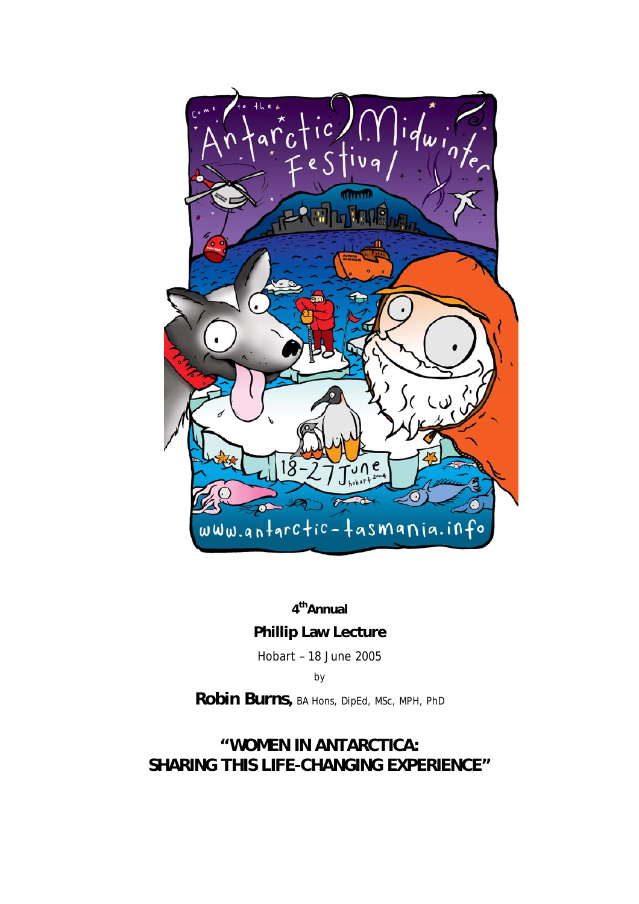**4th Annual**

**Phillip Law Lecture**

Hobart – 18 June 2005

by

**Robin Burns,** BA Hons, DipEd, MSc, MPH, PhD

## "WOMEN IN ANTARCTICA: SHARING THIS LIFE-CHANGING EXPERIENCE"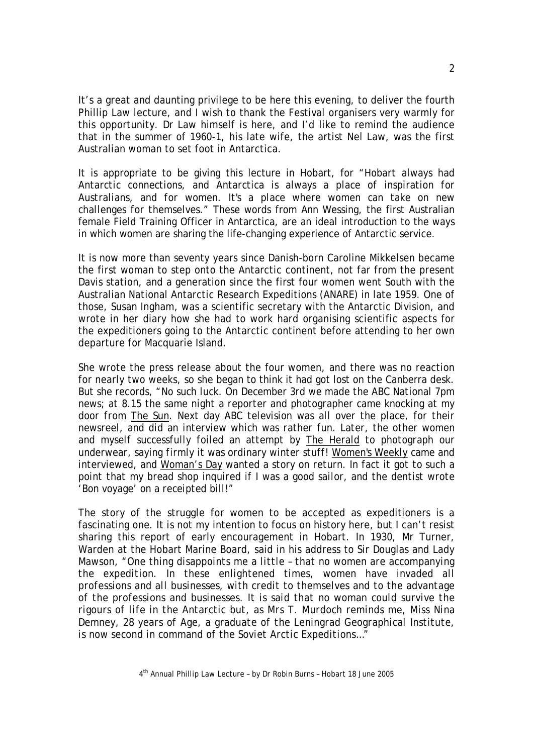It's a great and daunting privilege to be here this evening, to deliver the fourth Phillip Law lecture, and I wish to thank the Festival organisers very warmly for this opportunity. Dr Law himself is here, and I'd like to remind the audience that in the summer of 1960-1, his late wife, the artist Nel Law, was the first Australian woman to set foot in Antarctica.

It is appropriate to be giving this lecture in Hobart, for "Hobart always had Antarctic connections, and Antarctica is always a place of inspiration for Australians, and for women. It's a place where women can take on new challenges for themselves." These words from Ann Wessing, the first Australian female Field Training Officer in Antarctica, are an ideal introduction to the ways in which women are sharing the life-changing experience of Antarctic service.

It is now more than seventy years since Danish-born Caroline Mikkelsen became the first woman to step onto the Antarctic continent, not far from the present Davis station, and a generation since the first four women went South with the Australian National Antarctic Research Expeditions (ANARE) in late 1959. One of those, Susan Ingham, was a scientific secretary with the Antarctic Division, and wrote in her diary how she had to work hard organising scientific aspects for the expeditioners going to the Antarctic continent before attending to her own departure for Macquarie Island.

She wrote the press release about the four women, and there was no reaction for nearly two weeks, so she began to think it had got lost on the Canberra desk. But she records, "No such luck. On December 3rd we made the ABC National 7pm news; at 8.15 the same night a reporter and photographer came knocking at my door from The Sun. Next day ABC television was all over the place, for their newsreel, and did an interview which was rather fun. Later, the other women and myself successfully foiled an attempt by The Herald to photograph our underwear, saying firmly it was ordinary winter stuff! Women's Weekly came and interviewed, and Woman's Day wanted a story on return. In fact it got to such a point that my bread shop inquired if I was a good sailor, and the dentist wrote 'Bon voyage' on a receipted bill!"

The story of the struggle for women to be accepted as expeditioners is a fascinating one. It is not my intention to focus on history here, but I can't resist sharing this report of early encouragement in Hobart. In 1930, Mr Turner, Warden at the Hobart Marine Board, said in his address to Sir Douglas and Lady Mawson, "*One thing disappoints me a little – that no women are accompanying the expedition. In these enlightened times, women have invaded all professions and all businesses, with credit to themselves and to the advantage of the professions and businesses. It is said that no woman could survive the rigours of life in the Antarctic but, as Mrs T. Murdoch reminds me, Miss Nina Demney, 28 years of Age, a graduate of the Leningrad Geographical Institute, is now second in command of the Soviet Arctic Expeditions…*"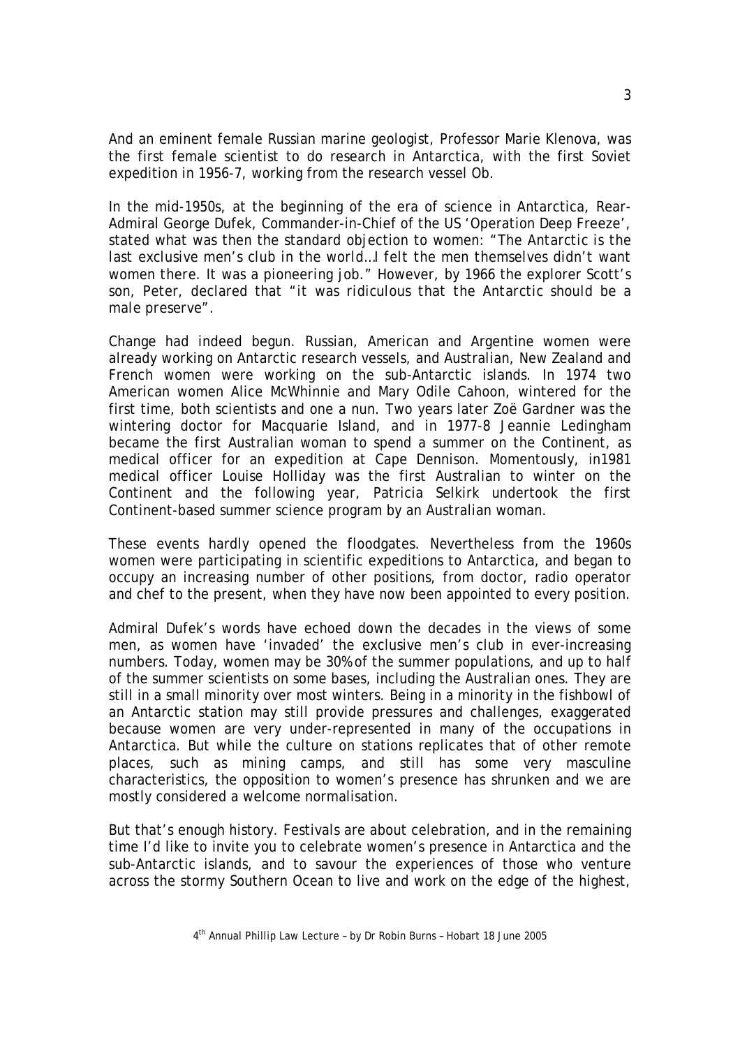And an eminent female Russian marine geologist, Professor Marie Klenova, was the first female scientist to do research in Antarctica, with the first Soviet expedition in 1956-7, working from the research vessel Ob.

In the mid-1950s, at the beginning of the era of science in Antarctica, Rear-Admiral George Dufek, Commander-in-Chief of the US 'Operation Deep Freeze', stated what was then the standard objection to women: "*The Antarctic is the last exclusive men's club in the world…I felt the men themselves didn't want women there. It was a pioneering job.*" However, by 1966 the explorer Scott's son, Peter, declared that "*it was ridiculous that the Antarctic should be a male preserve*".

Change had indeed begun. Russian, American and Argentine women were already working on Antarctic research vessels, and Australian, New Zealand and French women were working on the sub-Antarctic islands. In 1974 two American women Alice McWhinnie and Mary Odile Cahoon, wintered for the first time, both scientists and one a nun. Two years later Zoë Gardner was the wintering doctor for Macquarie Island, and in 1977-8 Jeannie Ledingham became the first Australian woman to spend a summer on the Continent, as medical officer for an expedition at Cape Dennison. Momentously, in1981 medical officer Louise Holliday was the first Australian to winter on the Continent and the following year, Patricia Selkirk undertook the first Continent-based summer science program by an Australian woman.

These events hardly opened the floodgates. Nevertheless from the 1960s women were participating in scientific expeditions to Antarctica, and began to occupy an increasing number of other positions, from doctor, radio operator and chef to the present, when they have now been appointed to every position.

Admiral Dufek's words have echoed down the decades in the views of some men, as women have 'invaded' the exclusive men's club in ever-increasing numbers. Today, women may be 30% of the summer populations, and up to half of the summer scientists on some bases, including the Australian ones. They are still in a small minority over most winters. Being in a minority in the fishbowl of an Antarctic station may still provide pressures and challenges, exaggerated because women are very under-represented in many of the occupations in Antarctica. But while the culture on stations replicates that of other remote places, such as mining camps, and still has some very masculine characteristics, the opposition to women's presence has shrunken and we are mostly considered a welcome normalisation.

But that's enough history. Festivals are about celebration, and in the remaining time I'd like to invite you to celebrate women's presence in Antarctica and the sub-Antarctic islands, and to savour the experiences of those who venture across the stormy Southern Ocean to live and work on the edge of the highest,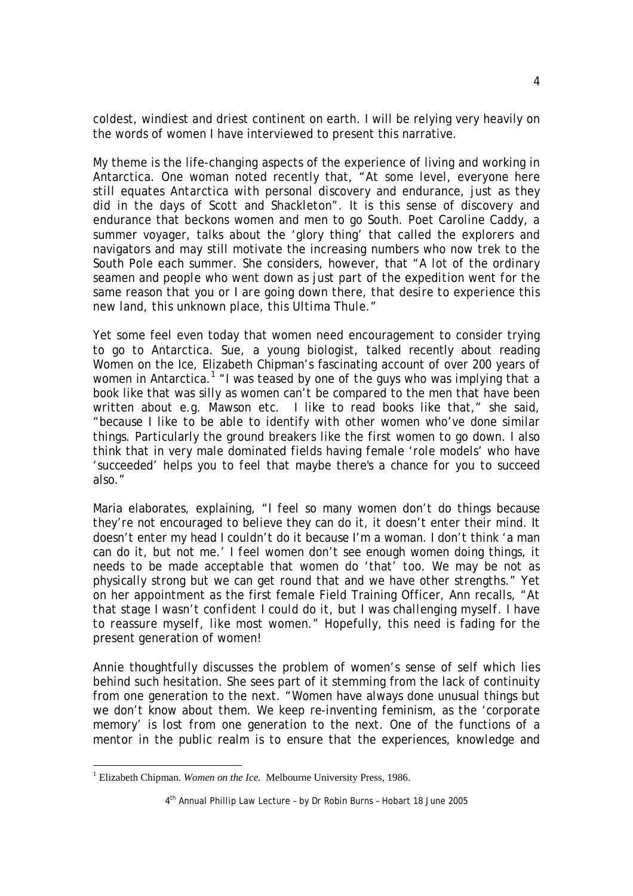coldest, windiest and driest continent on earth. I will be relying very heavily on the words of women I have interviewed to present this narrative.

My theme is the life-changing aspects of the experience of living and working in Antarctica. One woman noted recently that, "*At some level, everyone here still equates Antarctica with personal discovery and endurance, just as they did in the days of Scott and Shackleton*". It is this sense of discovery and endurance that beckons women and men to go South. Poet Caroline Caddy, a summer voyager, talks about the 'glory thing' that called the explorers and navigators and may still motivate the increasing numbers who now trek to the South Pole each summer. She considers, however, that "*A lot of the ordinary seamen and people who went down as just part of the expedition went for the same reason that you or I are going down there, that desire to experience this new land, this unknown place, this Ultima Thule.*"

Yet some feel even today that women need encouragement to consider trying to go to Antarctica. Sue, a young biologist, talked recently about reading Women on the Ice, Elizabeth Chipman's fascinating account of over 200 years of women in Antarctica.[1] "*I was teased by one of the guys who was implying that a book like that was silly as women can't be compared to the men that have been written about e.g. Mawson etc. I like to read books like that,*" she said, "*because I like to be able to identify with other women who've done similar things. Particularly the ground breakers like the first women to go down. I also think that in very male dominated fields having female 'role models' who have 'succeeded' helps you to feel that maybe there's a chance for you to succeed also.*"

Maria elaborates, explaining, "*I feel so many women don't do things because they're not encouraged to believe they can do it, it doesn't enter their mind. It doesn't enter my head I couldn't do it because I'm a woman. I don't think 'a man can do it, but not me.' I feel women don't see enough women doing things, it needs to be made acceptable that women do 'that' too. We may be not as physically strong but we can get round that and we have other strengths.*" Yet on her appointment as the first female Field Training Officer, Ann recalls, "*At that stage I wasn't confident I could do it, but I was challenging myself. I have to reassure myself, like most women.*" Hopefully, this need is fading for the present generation of women!

Annie thoughtfully discusses the problem of women's sense of self which lies behind such hesitation. She sees part of it stemming from the lack of continuity from one generation to the next. "*Women have always done unusual things but we don't know about them. We keep re-inventing feminism, as the 'corporate memory' is lost from one generation to the next. One of the functions of a mentor in the public realm is to ensure that the experiences, knowledge and*

---

[1] Elizabeth Chipman. *Women on the Ice.* Melbourne University Press, 1986.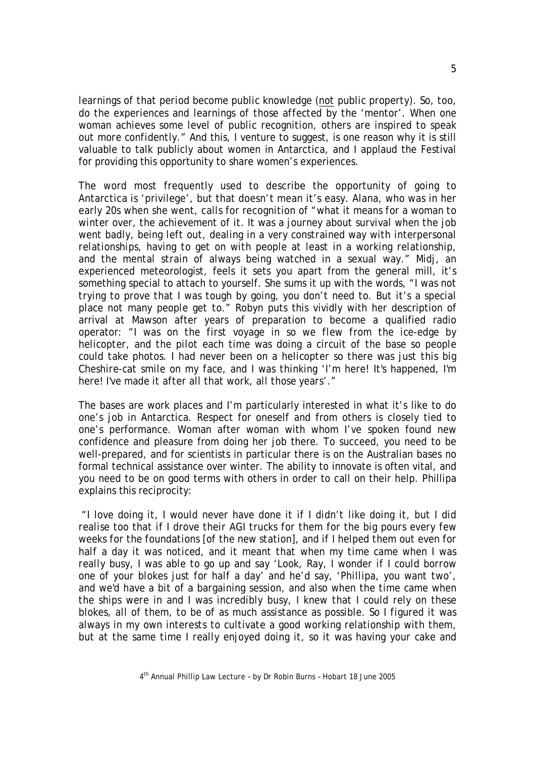learnings of that period become public knowledge (<u>not</u> public property). So, too, do the experiences and learnings of those affected by the 'mentor'. When one woman achieves some level of public recognition, others are inspired to speak out more confidently." And this, I venture to suggest, is one reason why it is still valuable to talk publicly about women in Antarctica, and I applaud the Festival for providing this opportunity to share women's experiences.

The word most frequently used to describe the opportunity of going to Antarctica is 'privilege', but that doesn't mean it's easy. Alana, who was in her early 20s when she went, calls for recognition of "what it means for a woman to winter over, the achievement of it. It was a journey about survival when the job went badly, being left out, dealing in a very constrained way with interpersonal relationships, having to get on with people at least in a working relationship, and the mental strain of always being watched in a sexual way." Midj, an experienced meteorologist, feels it sets you apart from the general mill, it's something special to attach to yourself. She sums it up with the words, "I was not trying to prove that I was tough by going, you don't need to. But it's a special place not many people get to." Robyn puts this vividly with her description of arrival at Mawson after years of preparation to become a qualified radio operator: "I was on the first voyage in so we flew from the ice-edge by helicopter, and the pilot each time was doing a circuit of the base so people could take photos. I had never been on a helicopter so there was just this big Cheshire-cat smile on my face, and I was thinking 'I'm here! It's happened, I'm here! I've made it after all that work, all those years'."

The bases are work places and I'm particularly interested in what it's like to do one's job in Antarctica. Respect for oneself and from others is closely tied to one's performance. Woman after woman with whom I've spoken found new confidence and pleasure from doing her job there. To succeed, you need to be well-prepared, and for scientists in particular there is on the Australian bases no formal technical assistance over winter. The ability to innovate is often vital, and you need to be on good terms with others in order to call on their help. Phillipa explains this reciprocity:

"I love doing it, I would never have done it if I didn't like doing it, but I did realise too that if I drove their AGI trucks for them for the big pours every few weeks for the foundations [of the new station], and if I helped them out even for half a day it was noticed, and it meant that when my time came when I was really busy, I was able to go up and say 'Look, Ray, I wonder if I could borrow one of your blokes just for half a day' and he'd say, 'Phillipa, you want two', and we'd have a bit of a bargaining session, and also when the time came when the ships were in and I was incredibly busy, I knew that I could rely on these blokes, all of them, to be of as much assistance as possible. So I figured it was always in my own interests to cultivate a good working relationship with them, but at the same time I really enjoyed doing it, so it was having your cake and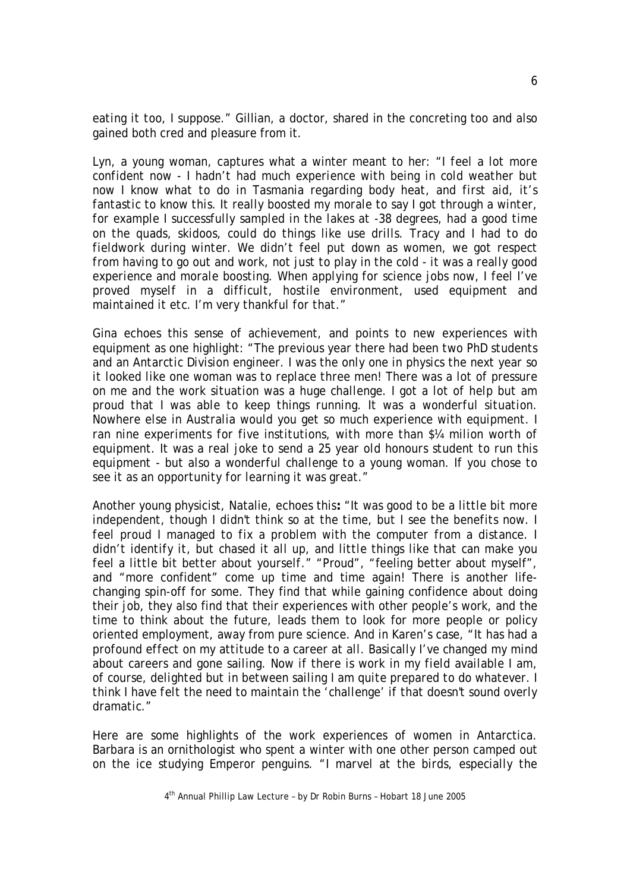eating it too, I suppose." Gillian, a doctor, shared in the concreting too and also gained both cred and pleasure from it.

Lyn, a young woman, captures what a winter meant to her: "I feel a lot more confident now - I hadn't had much experience with being in cold weather but now I know what to do in Tasmania regarding body heat, and first aid, it's fantastic to know this. It really boosted my morale to say I got through a winter, for example I successfully sampled in the lakes at -38 degrees, had a good time on the quads, skidoos, could do things like use drills. Tracy and I had to do fieldwork during winter. We didn't feel put down as women, we got respect from having to go out and work, not just to play in the cold - it was a really good experience and morale boosting. When applying for science jobs now, I feel I've proved myself in a difficult, hostile environment, used equipment and maintained it etc. I'm very thankful for that."

Gina echoes this sense of achievement, and points to new experiences with equipment as one highlight: "The previous year there had been two PhD students and an Antarctic Division engineer. I was the only one in physics the next year so it looked like one woman was to replace three men! There was a lot of pressure on me and the work situation was a huge challenge. I got a lot of help but am proud that I was able to keep things running. It was a wonderful situation. Nowhere else in Australia would you get so much experience with equipment. I ran nine experiments for five institutions, with more than $¼ milion worth of equipment. It was a real joke to send a 25 year old honours student to run this equipment - but also a wonderful challenge to a young woman. If you chose to see it as an opportunity for learning it was great."

Another young physicist, Natalie, echoes this**:** "It was good to be a little bit more independent, though I didn't think so at the time, but I see the benefits now. I feel proud I managed to fix a problem with the computer from a distance. I didn't identify it, but chased it all up, and little things like that can make you feel a little bit better about yourself." "Proud", "feeling better about myself", and "more confident" come up time and time again! There is another life-changing spin-off for some. They find that while gaining confidence about doing their job, they also find that their experiences with other people's work, and the time to think about the future, leads them to look for more people or policy oriented employment, away from pure science. And in Karen's case, "It has had a profound effect on my attitude to a career at all. Basically I've changed my mind about careers and gone sailing. Now if there is work in my field available I am, of course, delighted but in between sailing I am quite prepared to do whatever. I think I have felt the need to maintain the 'challenge' if that doesn't sound overly dramatic."

Here are some highlights of the work experiences of women in Antarctica. Barbara is an ornithologist who spent a winter with one other person camped out on the ice studying Emperor penguins. "I marvel at the birds, especially the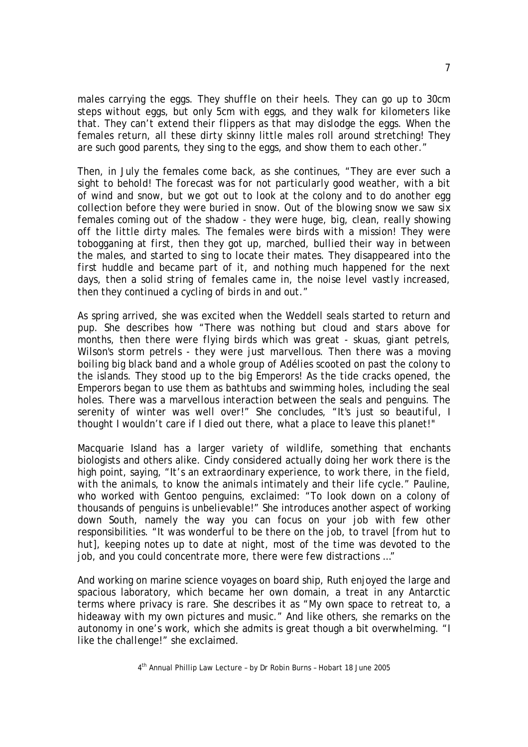males carrying the eggs. They shuffle on their heels. They can go up to 30cm steps without eggs, but only 5cm with eggs, and they walk for kilometers like that. They can't extend their flippers as that may dislodge the eggs. When the females return, all these dirty skinny little males roll around stretching! They are such good parents, they sing to the eggs, and show them to each other."

Then, in July the females come back, as she continues, "They are ever such a sight to behold! The forecast was for not particularly good weather, with a bit of wind and snow, but we got out to look at the colony and to do another egg collection before they were buried in snow. Out of the blowing snow we saw six females coming out of the shadow - they were huge, big, clean, really showing off the little dirty males. The females were birds with a mission! They were tobogganing at first, then they got up, marched, bullied their way in between the males, and started to sing to locate their mates. They disappeared into the first huddle and became part of it, and nothing much happened for the next days, then a solid string of females came in, the noise level vastly increased, then they continued a cycling of birds in and out."

As spring arrived, she was excited when the Weddell seals started to return and pup. She describes how "There was nothing but cloud and stars above for months, then there were flying birds which was great - skuas, giant petrels, Wilson's storm petrels - they were just marvellous. Then there was a moving boiling big black band and a whole group of Adélies scooted on past the colony to the islands. They stood up to the big Emperors! As the tide cracks opened, the Emperors began to use them as bathtubs and swimming holes, including the seal holes. There was a marvellous interaction between the seals and penguins. The serenity of winter was well over!" She concludes, "It's just so beautiful, I thought I wouldn't care if I died out there, what a place to leave this planet!"

Macquarie Island has a larger variety of wildlife, something that enchants biologists and others alike. Cindy considered actually doing her work there is the high point, saying, "It's an extraordinary experience, to work there, in the field, with the animals, to know the animals intimately and their life cycle." Pauline, who worked with Gentoo penguins, exclaimed: "To look down on a colony of thousands of penguins is unbelievable!" She introduces another aspect of working down South, namely the way you can focus on your job with few other responsibilities. "It was wonderful to be there on the job, to travel [from hut to hut], keeping notes up to date at night, most of the time was devoted to the job, and you could concentrate more, there were few distractions …"

And working on marine science voyages on board ship, Ruth enjoyed the large and spacious laboratory, which became her own domain, a treat in any Antarctic terms where privacy is rare. She describes it as "My own space to retreat to, a hideaway with my own pictures and music." And like others, she remarks on the autonomy in one's work, which she admits is great though a bit overwhelming. "I like the challenge!" she exclaimed.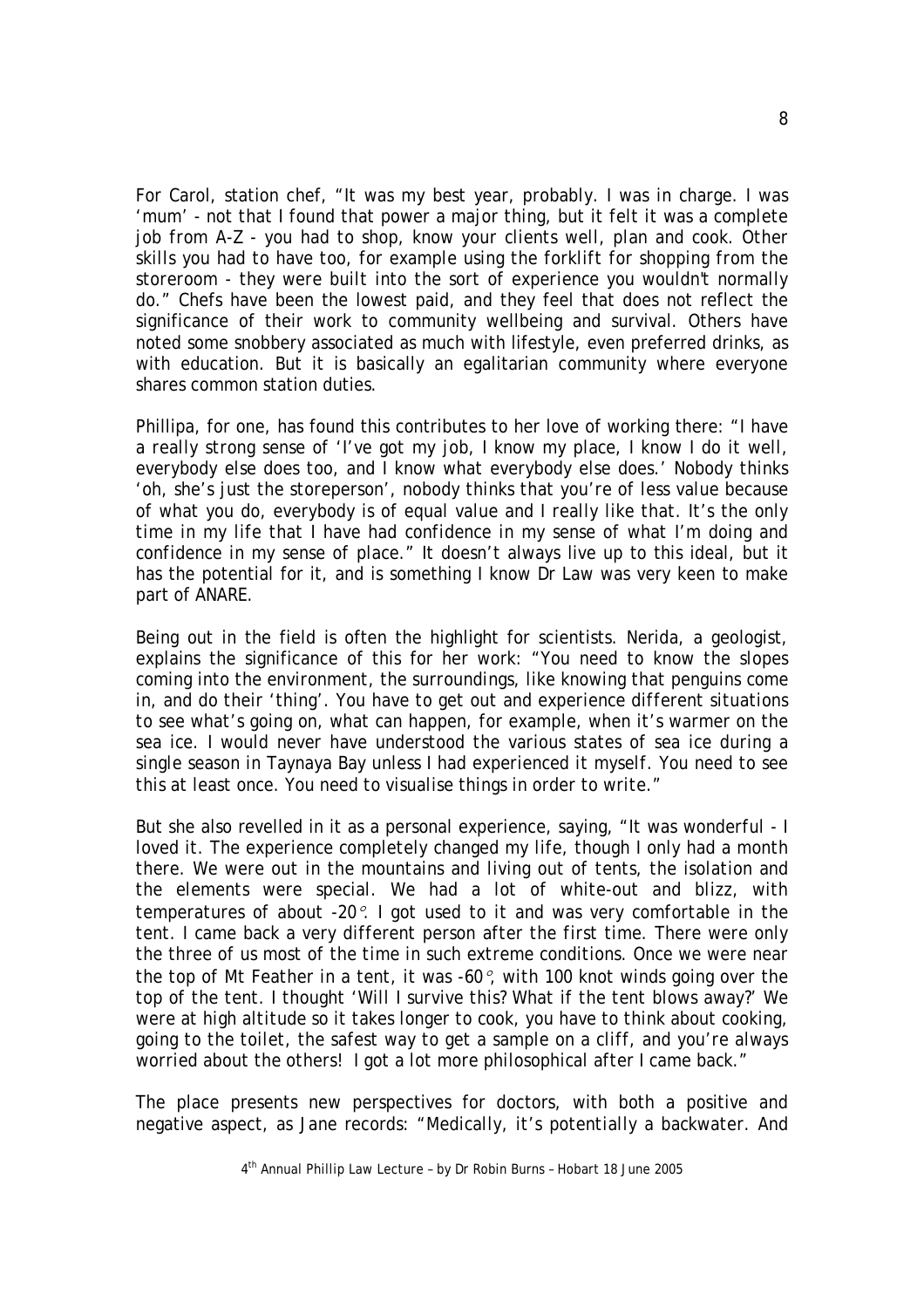For Carol, station chef, "It was my best year, probably. I was in charge. I was 'mum' - not that I found that power a major thing, but it felt it was a complete job from A-Z - you had to shop, know your clients well, plan and cook. Other skills you had to have too, for example using the forklift for shopping from the storeroom - they were built into the sort of experience you wouldn't normally do." Chefs have been the lowest paid, and they feel that does not reflect the significance of their work to community wellbeing and survival. Others have noted some snobbery associated as much with lifestyle, even preferred drinks, as with education. But it is basically an egalitarian community where everyone shares common station duties.

Phillipa, for one, has found this contributes to her love of working there: "I have a really strong sense of 'I've got my job, I know my place, I know I do it well, everybody else does too, and I know what everybody else does.' Nobody thinks 'oh, she's just the storeperson', nobody thinks that you're of less value because of what you do, everybody is of equal value and I really like that. It's the only time in my life that I have had confidence in my sense of what I'm doing and confidence in my sense of place." It doesn't always live up to this ideal, but it has the potential for it, and is something I know Dr Law was very keen to make part of ANARE.

Being out in the field is often the highlight for scientists. Nerida, a geologist, explains the significance of this for her work: "You need to know the slopes coming into the environment, the surroundings, like knowing that penguins come in, and do their 'thing'. You have to get out and experience different situations to see what's going on, what can happen, for example, when it's warmer on the sea ice. I would never have understood the various states of sea ice during a single season in Taynaya Bay unless I had experienced it myself. You need to see this at least once. You need to visualise things in order to write."

But she also revelled in it as a personal experience, saying, "It was wonderful - I loved it. The experience completely changed my life, though I only had a month there. We were out in the mountains and living out of tents, the isolation and the elements were special. We had a lot of white-out and blizz, with temperatures of about -20°. I got used to it and was very comfortable in the tent. I came back a very different person after the first time. There were only the three of us most of the time in such extreme conditions. Once we were near the top of Mt Feather in a tent, it was -60°, with 100 knot winds going over the top of the tent. I thought 'Will I survive this? What if the tent blows away?' We were at high altitude so it takes longer to cook, you have to think about cooking, going to the toilet, the safest way to get a sample on a cliff, and you're always worried about the others! I got a lot more philosophical after I came back."

The place presents new perspectives for doctors, with both a positive and negative aspect, as Jane records: "Medically, it's potentially a backwater. And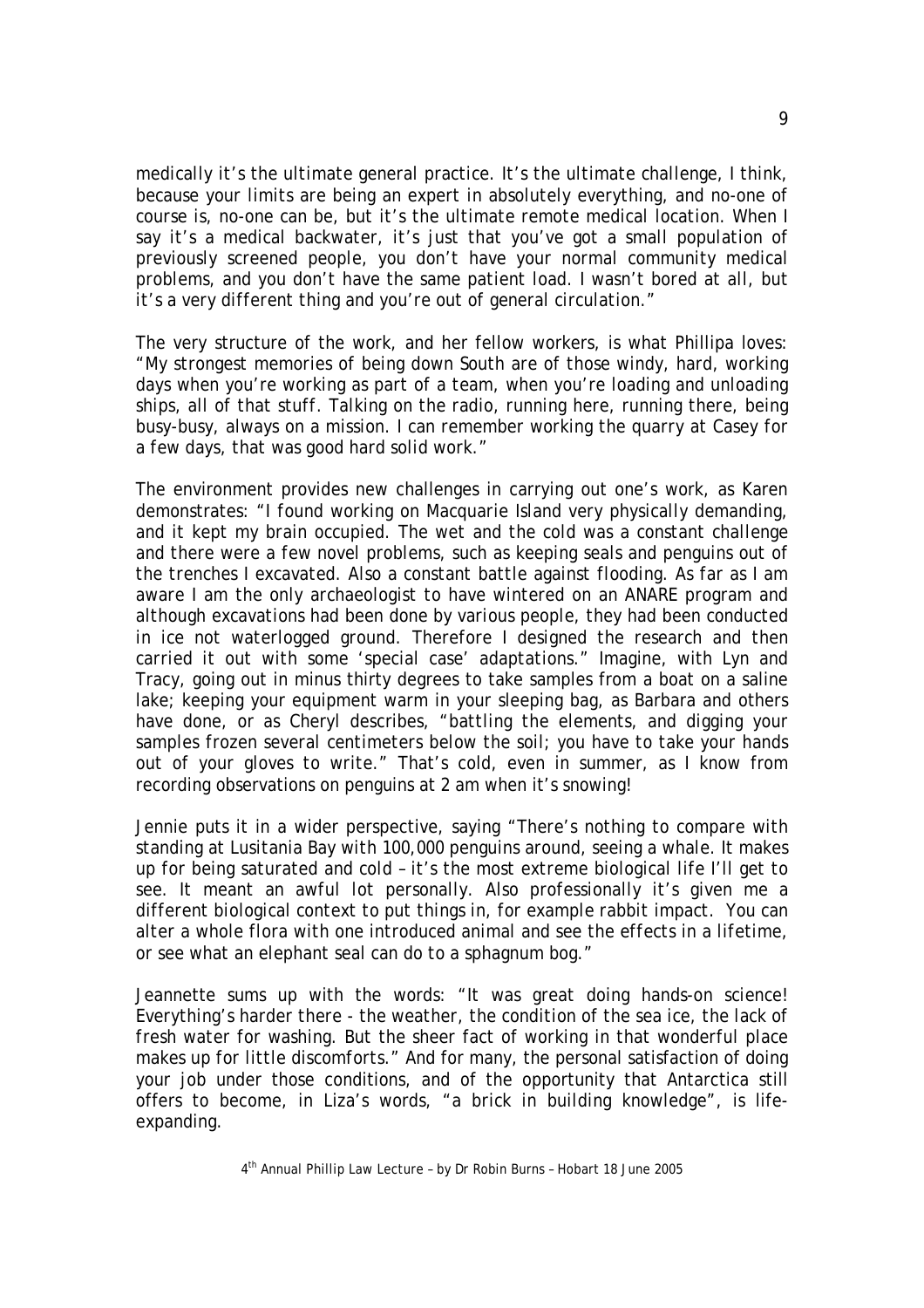medically it's the ultimate general practice. It's the ultimate challenge, I think, because your limits are being an expert in absolutely everything, and no-one of course is, no-one can be, but it's the ultimate remote medical location. When I say it's a medical backwater, it's just that you've got a small population of previously screened people, you don't have your normal community medical problems, and you don't have the same patient load. I wasn't bored at all, but it's a very different thing and you're out of general circulation."

The very structure of the work, and her fellow workers, is what Phillipa loves: "My strongest memories of being down South are of those windy, hard, working days when you're working as part of a team, when you're loading and unloading ships, all of that stuff. Talking on the radio, running here, running there, being busy-busy, always on a mission. I can remember working the quarry at Casey for a few days, that was good hard solid work."

The environment provides new challenges in carrying out one's work, as Karen demonstrates: "I found working on Macquarie Island very physically demanding, and it kept my brain occupied. The wet and the cold was a constant challenge and there were a few novel problems, such as keeping seals and penguins out of the trenches I excavated. Also a constant battle against flooding. As far as I am aware I am the only archaeologist to have wintered on an ANARE program and although excavations had been done by various people, they had been conducted in ice not waterlogged ground. Therefore I designed the research and then carried it out with some 'special case' adaptations." Imagine, with Lyn and Tracy, going out in minus thirty degrees to take samples from a boat on a saline lake; keeping your equipment warm in your sleeping bag, as Barbara and others have done, or as Cheryl describes, "battling the elements, and digging your samples frozen several centimeters below the soil; you have to take your hands out of your gloves to write." That's cold, even in summer, as I know from recording observations on penguins at 2 am when it's snowing!

Jennie puts it in a wider perspective, saying "There's nothing to compare with standing at Lusitania Bay with 100,000 penguins around, seeing a whale. It makes up for being saturated and cold – it's the most extreme biological life I'll get to see. It meant an awful lot personally. Also professionally it's given me a different biological context to put things in, for example rabbit impact. You can alter a whole flora with one introduced animal and see the effects in a lifetime, or see what an elephant seal can do to a sphagnum bog."

Jeannette sums up with the words: "It was great doing hands-on science! Everything's harder there - the weather, the condition of the sea ice, the lack of fresh water for washing. But the sheer fact of working in that wonderful place makes up for little discomforts." And for many, the personal satisfaction of doing your job under those conditions, and of the opportunity that Antarctica still offers to become, in Liza's words, "a brick in building knowledge", is life-expanding.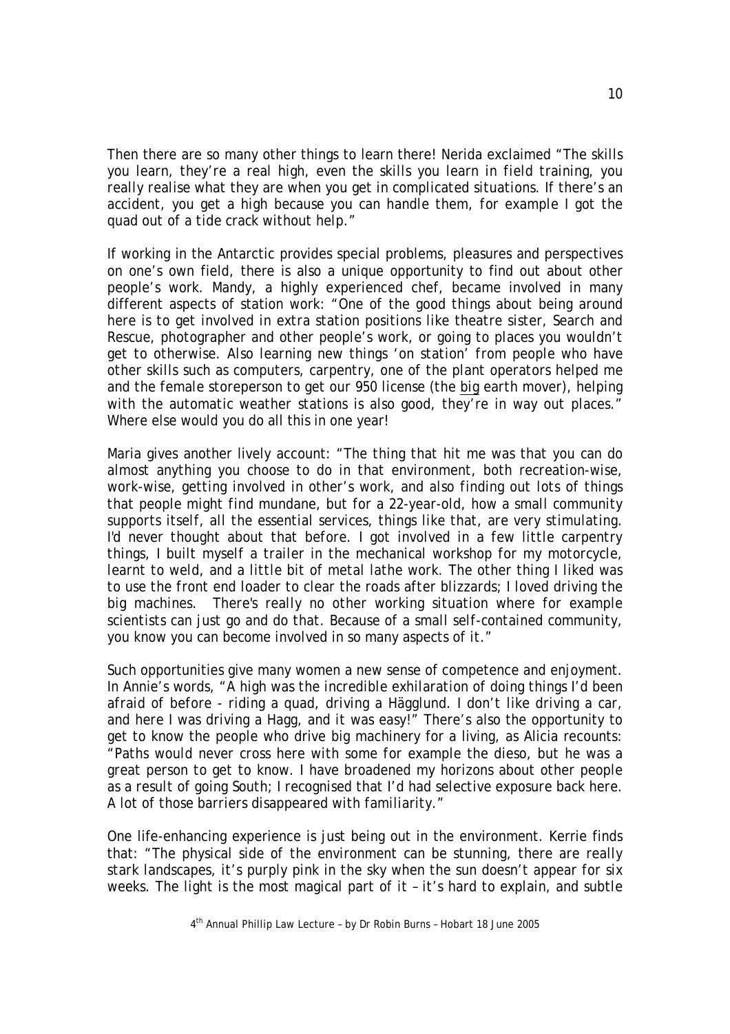Then there are so many other things to learn there! Nerida exclaimed *"The skills you learn, they're a real high, even the skills you learn in field training, you really realise what they are when you get in complicated situations. If there's an accident, you get a high because you can handle them, for example I got the quad out of a tide crack without help."*

If working in the Antarctic provides special problems, pleasures and perspectives on one's own field, there is also a unique opportunity to find out about other people's work. Mandy, a highly experienced chef, became involved in many different aspects of station work: *"One of the good things about being around here is to get involved in extra station positions like theatre sister, Search and Rescue, photographer and other people's work, or going to places you wouldn't get to otherwise. Also learning new things 'on station' from people who have other skills such as computers, carpentry, one of the plant operators helped me and the female storeperson to get our 950 license (the big earth mover), helping with the automatic weather stations is also good, they're in way out places."* Where else would you do all this in one year!

Maria gives another lively account: *"The thing that hit me was that you can do almost anything you choose to do in that environment, both recreation-wise, work-wise, getting involved in other's work, and also finding out lots of things that people might find mundane, but for a 22-year-old, how a small community supports itself, all the essential services, things like that, are very stimulating. I'd never thought about that before. I got involved in a few little carpentry things, I built myself a trailer in the mechanical workshop for my motorcycle, learnt to weld, and a little bit of metal lathe work. The other thing I liked was to use the front end loader to clear the roads after blizzards; I loved driving the big machines. There's really no other working situation where for example scientists can just go and do that. Because of a small self-contained community, you know you can become involved in so many aspects of it."*

Such opportunities give many women a new sense of competence and enjoyment. In Annie's words, *"A high was the incredible exhilaration of doing things I'd been afraid of before - riding a quad, driving a Hägglund. I don't like driving a car, and here I was driving a Hagg, and it was easy!"* There's also the opportunity to get to know the people who drive big machinery for a living, as Alicia recounts: *"Paths would never cross here with some for example the dieso, but he was a great person to get to know. I have broadened my horizons about other people as a result of going South; I recognised that I'd had selective exposure back here. A lot of those barriers disappeared with familiarity."*

One life-enhancing experience is just being out in the environment. Kerrie finds that: *"The physical side of the environment can be stunning, there are really stark landscapes, it's purply pink in the sky when the sun doesn't appear for six weeks. The light is the most magical part of it – it's hard to explain, and subtle*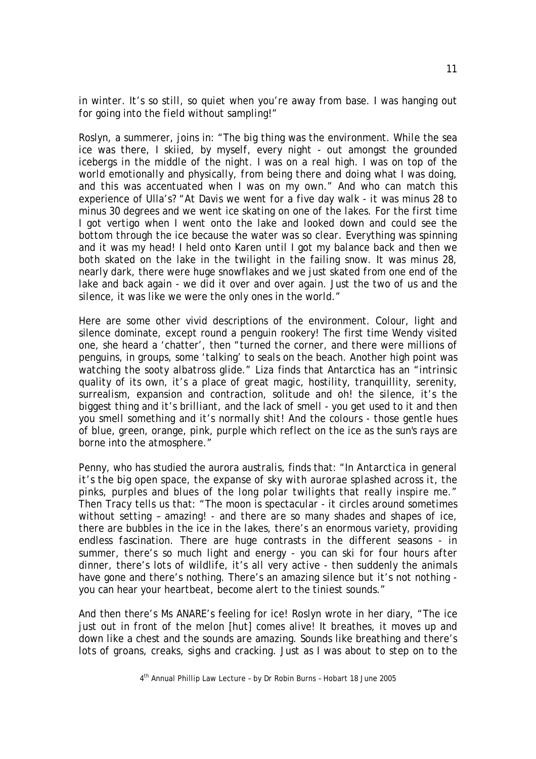in winter. It's so still, so quiet when you're away from base. I was hanging out for going into the field without sampling!"

Roslyn, a summerer, joins in: "The big thing was the environment. While the sea ice was there, I skiied, by myself, every night - out amongst the grounded icebergs in the middle of the night. I was on a real high. I was on top of the world emotionally and physically, from being there and doing what I was doing, and this was accentuated when I was on my own." And who can match this experience of Ulla's? "At Davis we went for a five day walk - it was minus 28 to minus 30 degrees and we went ice skating on one of the lakes. For the first time I got vertigo when I went onto the lake and looked down and could see the bottom through the ice because the water was so clear. Everything was spinning and it was my head! I held onto Karen until I got my balance back and then we both skated on the lake in the twilight in the failing snow. It was minus 28, nearly dark, there were huge snowflakes and we just skated from one end of the lake and back again - we did it over and over again. Just the two of us and the silence, it was like we were the only ones in the world."

Here are some other vivid descriptions of the environment. Colour, light and silence dominate, except round a penguin rookery! The first time Wendy visited one, she heard a 'chatter', then "turned the corner, and there were millions of penguins, in groups, some 'talking' to seals on the beach. Another high point was watching the sooty albatross glide." Liza finds that Antarctica has an "intrinsic quality of its own, it's a place of great magic, hostility, tranquillity, serenity, surrealism, expansion and contraction, solitude and oh! the silence, it's the biggest thing and it's brilliant, and the lack of smell - you get used to it and then you smell something and it's normally shit! And the colours - those gentle hues of blue, green, orange, pink, purple which reflect on the ice as the sun's rays are borne into the atmosphere."

Penny, who has studied the aurora australis, finds that: "In Antarctica in general it's the big open space, the expanse of sky with aurorae splashed across it, the pinks, purples and blues of the long polar twilights that really inspire me." Then Tracy tells us that: "The moon is spectacular - it circles around sometimes without setting – amazing! - and there are so many shades and shapes of ice, there are bubbles in the ice in the lakes, there's an enormous variety, providing endless fascination. There are huge contrasts in the different seasons - in summer, there's so much light and energy - you can ski for four hours after dinner, there's lots of wildlife, it's all very active - then suddenly the animals have gone and there's nothing. There's an amazing silence but it's not nothing - you can hear your heartbeat, become alert to the tiniest sounds."

And then there's Ms ANARE's feeling for ice! Roslyn wrote in her diary, "The ice just out in front of the melon [hut] comes alive! It breathes, it moves up and down like a chest and the sounds are amazing. Sounds like breathing and there's lots of groans, creaks, sighs and cracking. Just as I was about to step on to the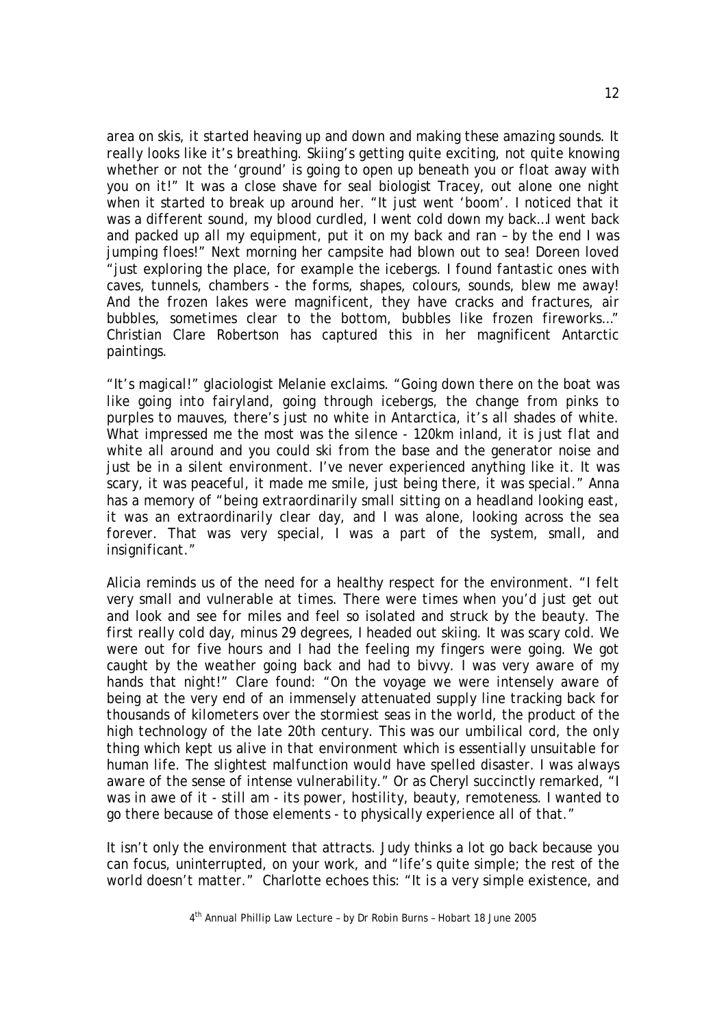area on skis, it started heaving up and down and making these amazing sounds. It really looks like it's breathing. Skiing's getting quite exciting, not quite knowing whether or not the 'ground' is going to open up beneath you or float away with you on it!" It was a close shave for seal biologist Tracey, out alone one night when it started to break up around her. "It just went 'boom'. I noticed that it was a different sound, my blood curdled, I went cold down my back…I went back and packed up all my equipment, put it on my back and ran – by the end I was jumping floes!" Next morning her campsite had blown out to sea! Doreen loved "just exploring the place, for example the icebergs. I found fantastic ones with caves, tunnels, chambers - the forms, shapes, colours, sounds, blew me away! And the frozen lakes were magnificent, they have cracks and fractures, air bubbles, sometimes clear to the bottom, bubbles like frozen fireworks…" Christian Clare Robertson has captured this in her magnificent Antarctic paintings.

"It's magical!" glaciologist Melanie exclaims. "Going down there on the boat was like going into fairyland, going through icebergs, the change from pinks to purples to mauves, there's just no white in Antarctica, it's all shades of white. What impressed me the most was the silence - 120km inland, it is just flat and white all around and you could ski from the base and the generator noise and just be in a silent environment. I've never experienced anything like it. It was scary, it was peaceful, it made me smile, just being there, it was special." Anna has a memory of "being extraordinarily small sitting on a headland looking east, it was an extraordinarily clear day, and I was alone, looking across the sea forever. That was very special, I was a part of the system, small, and insignificant."

Alicia reminds us of the need for a healthy respect for the environment. "I felt very small and vulnerable at times. There were times when you'd just get out and look and see for miles and feel so isolated and struck by the beauty. The first really cold day, minus 29 degrees, I headed out skiing. It was scary cold. We were out for five hours and I had the feeling my fingers were going. We got caught by the weather going back and had to bivvy. I was very aware of my hands that night!" Clare found: "On the voyage we were intensely aware of being at the very end of an immensely attenuated supply line tracking back for thousands of kilometers over the stormiest seas in the world, the product of the high technology of the late 20th century. This was our umbilical cord, the only thing which kept us alive in that environment which is essentially unsuitable for human life. The slightest malfunction would have spelled disaster. I was always aware of the sense of intense vulnerability." Or as Cheryl succinctly remarked, "I was in awe of it - still am - its power, hostility, beauty, remoteness. I wanted to go there because of those elements - to physically experience all of that."

It isn't only the environment that attracts. Judy thinks a lot go back because you can focus, uninterrupted, on your work, and "life's quite simple; the rest of the world doesn't matter." Charlotte echoes this: "It is a very simple existence, and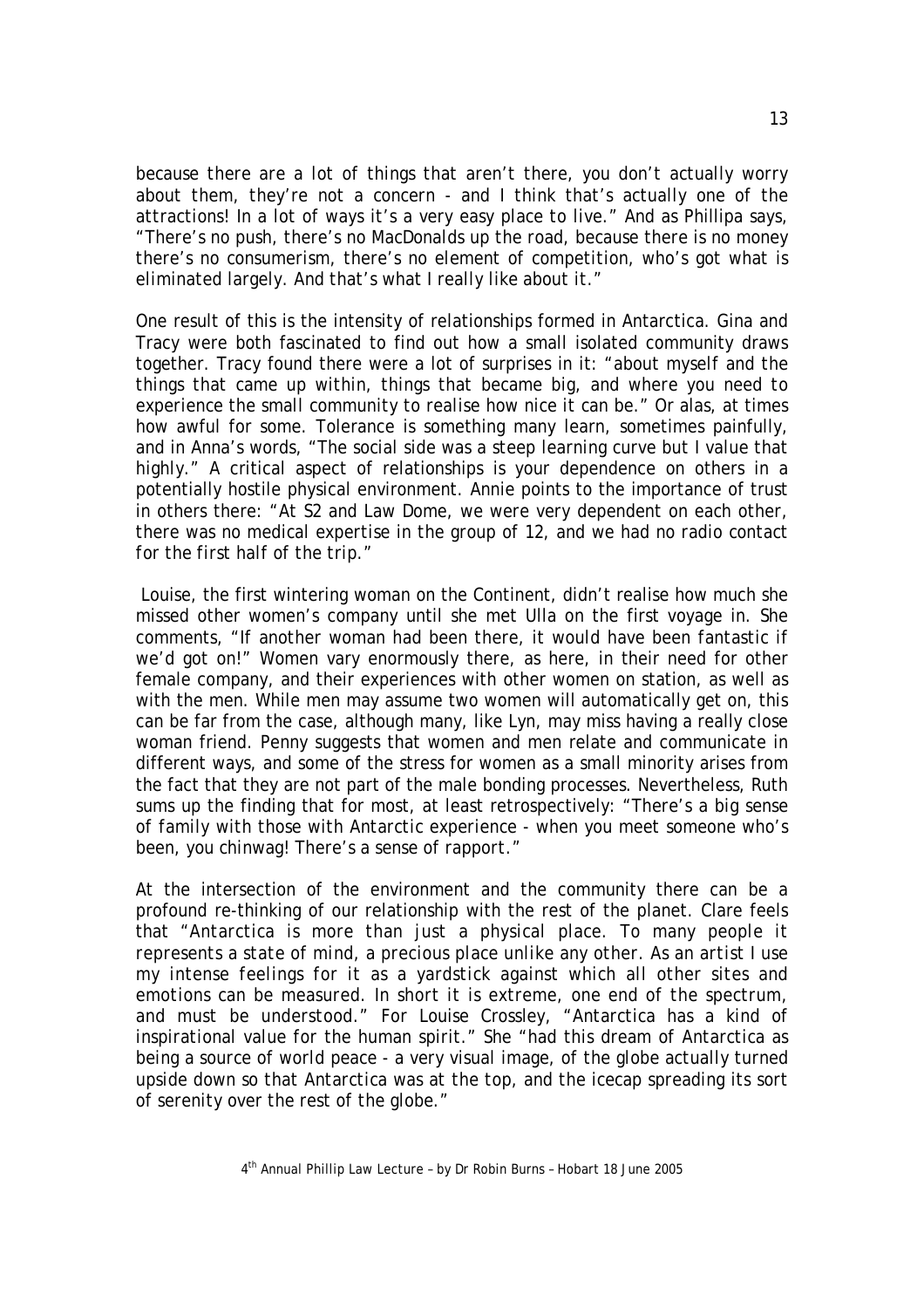because there are a lot of things that aren't there, you don't actually worry about them, they're not a concern - and I think that's actually one of the attractions! In a lot of ways it's a very easy place to live." And as Phillipa says, "There's no push, there's no MacDonalds up the road, because there is no money there's no consumerism, there's no element of competition, who's got what is eliminated largely. And that's what I really like about it."

One result of this is the intensity of relationships formed in Antarctica. Gina and Tracy were both fascinated to find out how a small isolated community draws together. Tracy found there were a lot of surprises in it: "about myself and the things that came up within, things that became big, and where you need to experience the small community to realise how nice it can be." Or alas, at times how awful for some. Tolerance is something many learn, sometimes painfully, and in Anna's words, "The social side was a steep learning curve but I value that highly." A critical aspect of relationships is your dependence on others in a potentially hostile physical environment. Annie points to the importance of trust in others there: "At S2 and Law Dome, we were very dependent on each other, there was no medical expertise in the group of 12, and we had no radio contact for the first half of the trip."

Louise, the first wintering woman on the Continent, didn't realise how much she missed other women's company until she met Ulla on the first voyage in. She comments, "If another woman had been there, it would have been fantastic if we'd got on!" Women vary enormously there, as here, in their need for other female company, and their experiences with other women on station, as well as with the men. While men may assume two women will automatically get on, this can be far from the case, although many, like Lyn, may miss having a really close woman friend. Penny suggests that women and men relate and communicate in different ways, and some of the stress for women as a small minority arises from the fact that they are not part of the male bonding processes. Nevertheless, Ruth sums up the finding that for most, at least retrospectively: "There's a big sense of family with those with Antarctic experience - when you meet someone who's been, you chinwag! There's a sense of rapport."

At the intersection of the environment and the community there can be a profound re-thinking of our relationship with the rest of the planet. Clare feels that "Antarctica is more than just a physical place. To many people it represents a state of mind, a precious place unlike any other. As an artist I use my intense feelings for it as a yardstick against which all other sites and emotions can be measured. In short it is extreme, one end of the spectrum, and must be understood." For Louise Crossley, "Antarctica has a kind of inspirational value for the human spirit." She "had this dream of Antarctica as being a source of world peace - a very visual image, of the globe actually turned upside down so that Antarctica was at the top, and the icecap spreading its sort of serenity over the rest of the globe."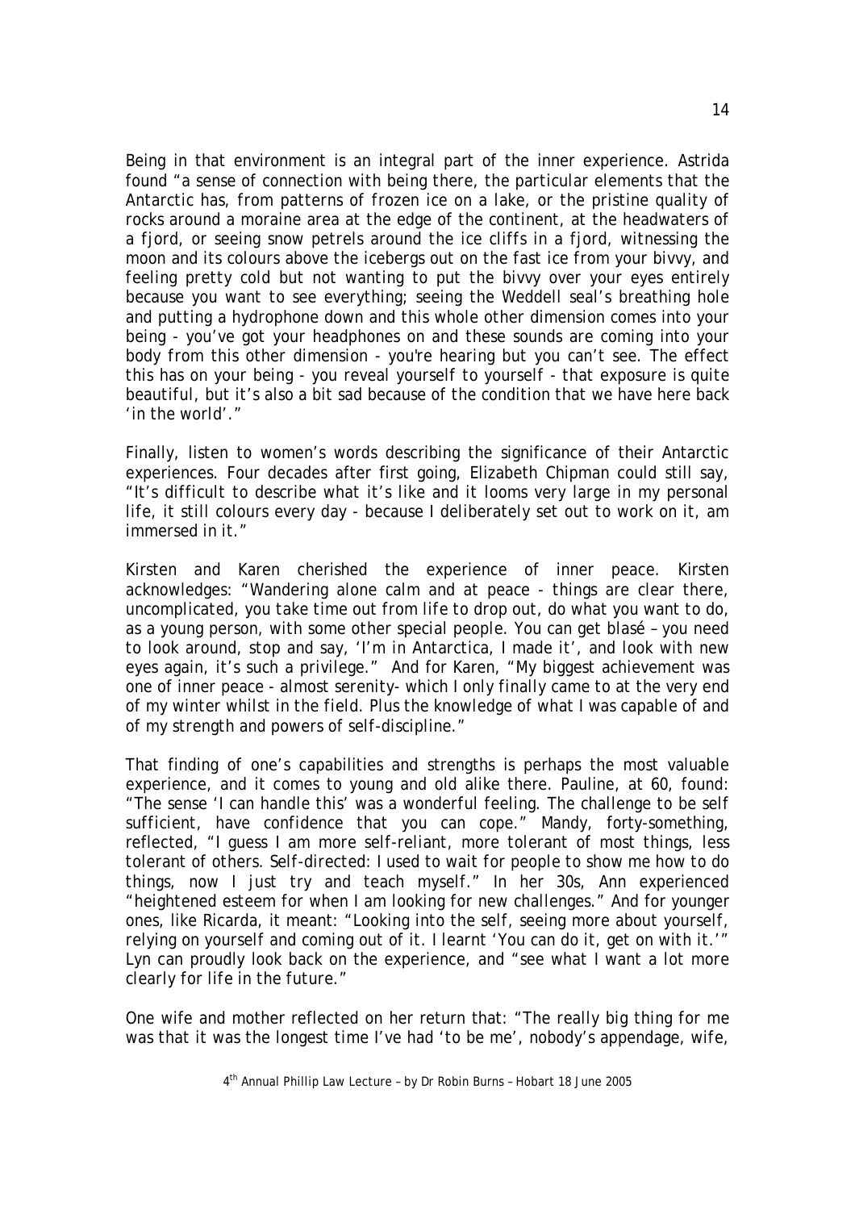Being in that environment is an integral part of the inner experience. Astrida found "a sense of connection with being there, the particular elements that the Antarctic has, from patterns of frozen ice on a lake, or the pristine quality of rocks around a moraine area at the edge of the continent, at the headwaters of a fjord, or seeing snow petrels around the ice cliffs in a fjord, witnessing the moon and its colours above the icebergs out on the fast ice from your bivvy, and feeling pretty cold but not wanting to put the bivvy over your eyes entirely because you want to see everything; seeing the Weddell seal's breathing hole and putting a hydrophone down and this whole other dimension comes into your being - you've got your headphones on and these sounds are coming into your body from this other dimension - you're hearing but you can't see. The effect this has on your being - you reveal yourself to yourself - that exposure is quite beautiful, but it's also a bit sad because of the condition that we have here back 'in the world'."

Finally, listen to women's words describing the significance of their Antarctic experiences. Four decades after first going, Elizabeth Chipman could still say, "It's difficult to describe what it's like and it looms very large in my personal life, it still colours every day - because I deliberately set out to work on it, am immersed in it."

Kirsten and Karen cherished the experience of inner peace. Kirsten acknowledges: "Wandering alone calm and at peace - things are clear there, uncomplicated, you take time out from life to drop out, do what you want to do, as a young person, with some other special people. You can get blasé – you need to look around, stop and say, 'I'm in Antarctica, I made it', and look with new eyes again, it's such a privilege." And for Karen, "My biggest achievement was one of inner peace - almost serenity- which I only finally came to at the very end of my winter whilst in the field. Plus the knowledge of what I was capable of and of my strength and powers of self-discipline."

That finding of one's capabilities and strengths is perhaps the most valuable experience, and it comes to young and old alike there. Pauline, at 60, found: "The sense 'I can handle this' was a wonderful feeling. The challenge to be self sufficient, have confidence that you can cope." Mandy, forty-something, reflected, "I guess I am more self-reliant, more tolerant of most things, less tolerant of others. Self-directed: I used to wait for people to show me how to do things, now I just try and teach myself." In her 30s, Ann experienced "heightened esteem for when I am looking for new challenges." And for younger ones, like Ricarda, it meant: "Looking into the self, seeing more about yourself, relying on yourself and coming out of it. I learnt 'You can do it, get on with it.'" Lyn can proudly look back on the experience, and "see what I want a lot more clearly for life in the future."

One wife and mother reflected on her return that: "The really big thing for me was that it was the longest time I've had 'to be me', nobody's appendage, wife,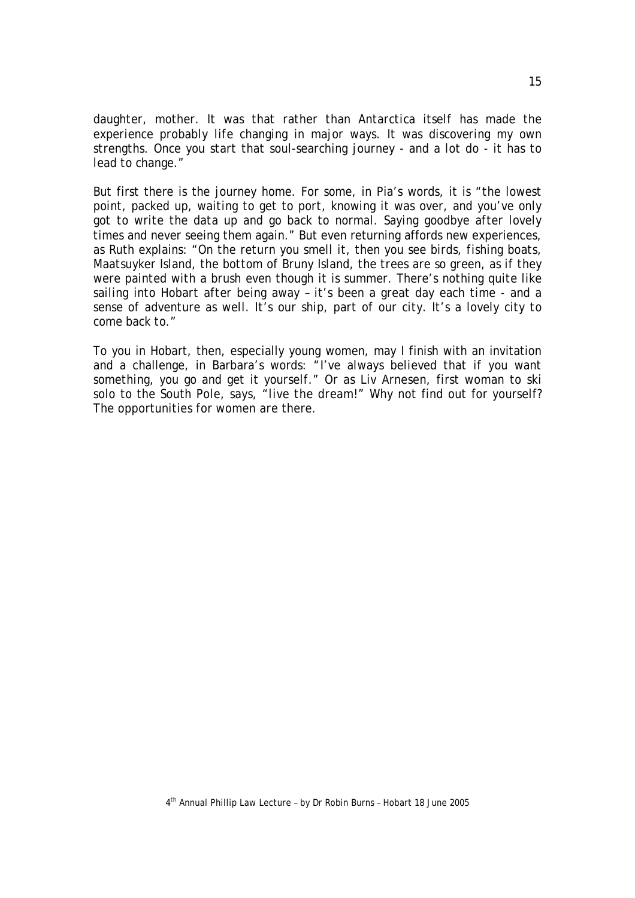daughter, mother. It was that rather than Antarctica itself has made the experience probably life changing in major ways. It was discovering my own strengths. Once you start that soul-searching journey - and a lot do - it has to lead to change."

But first there is the journey home. For some, in Pia's words, it is "the lowest point, packed up, waiting to get to port, knowing it was over, and you've only got to write the data up and go back to normal. Saying goodbye after lovely times and never seeing them again." But even returning affords new experiences, as Ruth explains: "On the return you smell it, then you see birds, fishing boats, Maatsuyker Island, the bottom of Bruny Island, the trees are so green, as if they were painted with a brush even though it is summer. There's nothing quite like sailing into Hobart after being away – it's been a great day each time - and a sense of adventure as well. It's our ship, part of our city. It's a lovely city to come back to."

To you in Hobart, then, especially young women, may I finish with an invitation and a challenge, in Barbara's words: "I've always believed that if you want something, you go and get it yourself." Or as Liv Arnesen, first woman to ski solo to the South Pole, says, "live the dream!" Why not find out for yourself? The opportunities for women are there.